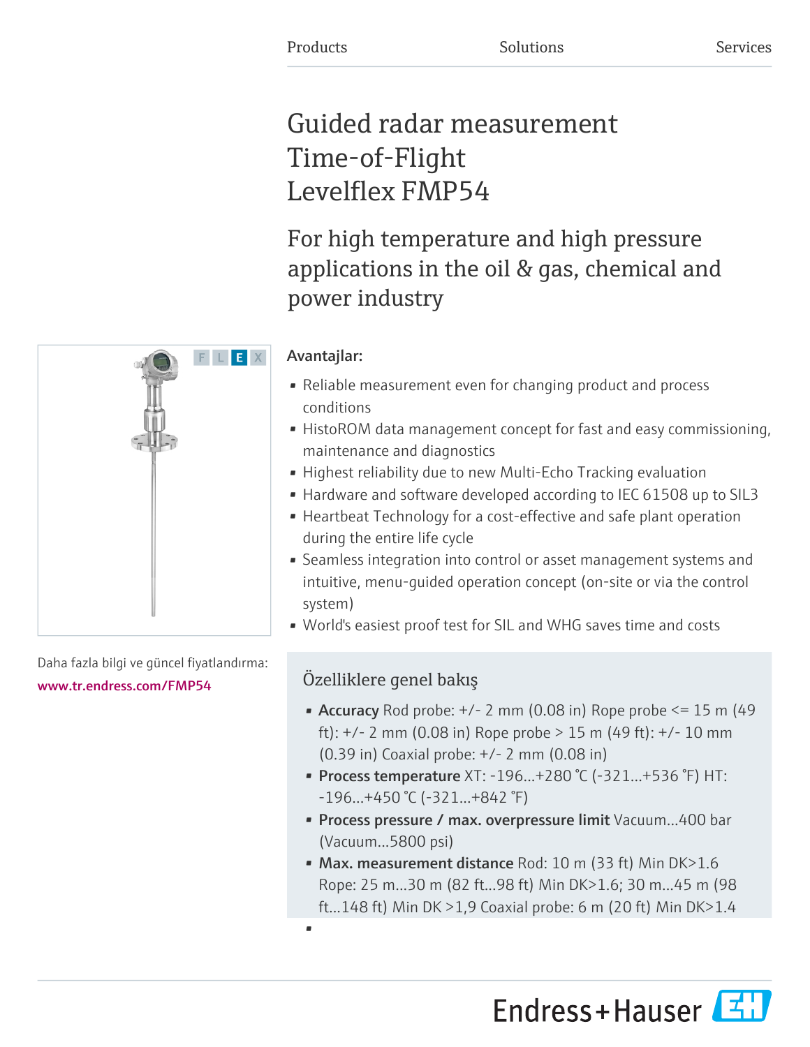Products Solutions Services

# Guided radar measurement Time-of-Flight Levelflex FMP54

## For high temperature and high pressure applications in the oil & gas, chemical and power industry

Daha fazla bilgi ve güncel fiyatlandırma:
www.tr.endress.com/FMP54

### Avantajlar:

- Reliable measurement even for changing product and process conditions
- HistoROM data management concept for fast and easy commissioning, maintenance and diagnostics
- Highest reliability due to new Multi-Echo Tracking evaluation
- Hardware and software developed according to IEC 61508 up to SIL3
- Heartbeat Technology for a cost-effective and safe plant operation during the entire life cycle
- Seamless integration into control or asset management systems and intuitive, menu-guided operation concept (on-site or via the control system)
- World's easiest proof test for SIL and WHG saves time and costs

### Özelliklere genel bakış

- **Accuracy** Rod probe: +/- 2 mm (0.08 in) Rope probe <= 15 m (49 ft): +/- 2 mm (0.08 in) Rope probe > 15 m (49 ft): +/- 10 mm (0.39 in) Coaxial probe: +/- 2 mm (0.08 in)
- **Process temperature** XT: -196...+280 °C (-321...+536 °F) HT: -196...+450 °C (-321...+842 °F)
- **Process pressure / max. overpressure limit** Vacuum...400 bar (Vacuum...5800 psi)
- **Max. measurement distance** Rod: 10 m (33 ft) Min DK>1.6 Rope: 25 m...30 m (82 ft...98 ft) Min DK>1.6; 30 m...45 m (98 ft...148 ft) Min DK >1,9 Coaxial probe: 6 m (20 ft) Min DK>1.4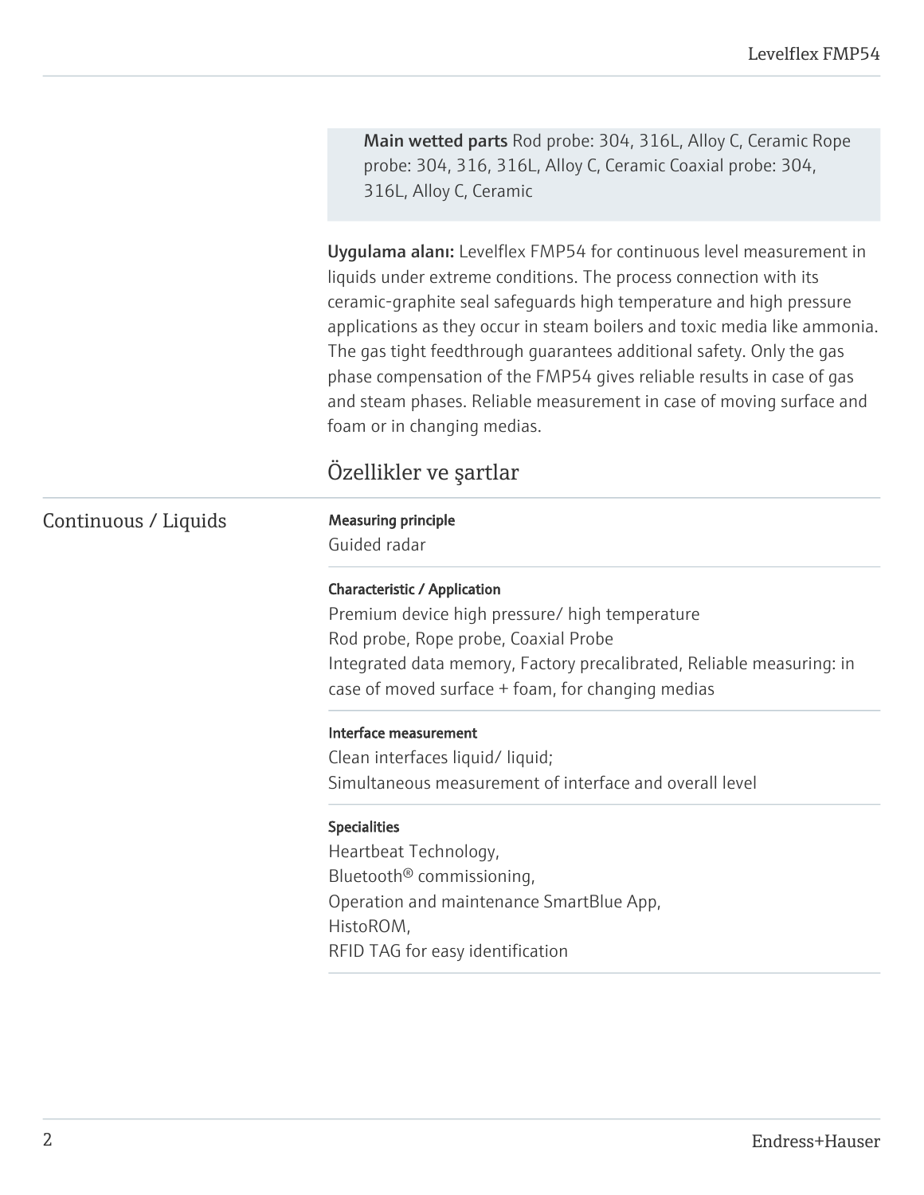**Main wetted parts** Rod probe: 304, 316L, Alloy C, Ceramic Rope probe: 304, 316, 316L, Alloy C, Ceramic Coaxial probe: 304, 316L, Alloy C, Ceramic

**Uygulama alanı:** Levelflex FMP54 for continuous level measurement in liquids under extreme conditions. The process connection with its ceramic-graphite seal safeguards high temperature and high pressure applications as they occur in steam boilers and toxic media like ammonia. The gas tight feedthrough guarantees additional safety. Only the gas phase compensation of the FMP54 gives reliable results in case of gas and steam phases. Reliable measurement in case of moving surface and foam or in changing medias.

## Özellikler ve şartlar

### Continuous / Liquids

**Measuring principle**
Guided radar

**Characteristic / Application**
Premium device high pressure/ high temperature
Rod probe, Rope probe, Coaxial Probe
Integrated data memory, Factory precalibrated, Reliable measuring: in case of moved surface + foam, for changing medias

**Interface measurement**
Clean interfaces liquid/ liquid;
Simultaneous measurement of interface and overall level

**Specialities**
Heartbeat Technology,
Bluetooth® commissioning,
Operation and maintenance SmartBlue App,
HistoROM,
RFID TAG for easy identification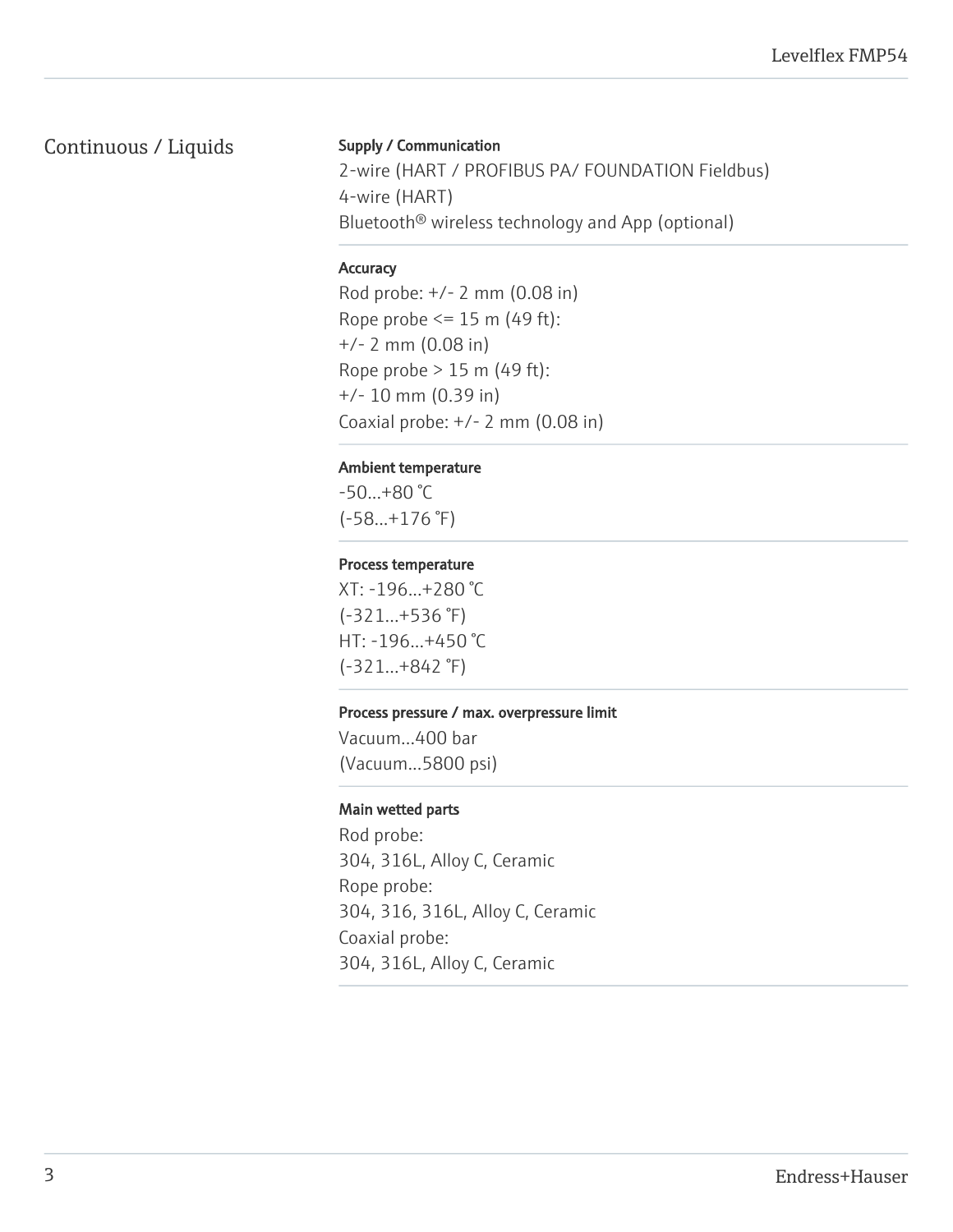## Continuous / Liquids

**Supply / Communication**

2-wire (HART / PROFIBUS PA/ FOUNDATION Fieldbus)
4-wire (HART)
Bluetooth® wireless technology and App (optional)

**Accuracy**

Rod probe: +/- 2 mm (0.08 in)
Rope probe <= 15 m (49 ft):
+/- 2 mm (0.08 in)
Rope probe > 15 m (49 ft):
+/- 10 mm (0.39 in)
Coaxial probe: +/- 2 mm (0.08 in)

**Ambient temperature**

-50...+80 °C
(-58...+176 °F)

**Process temperature**

XT: -196...+280 °C
(-321...+536 °F)
HT: -196...+450 °C
(-321...+842 °F)

**Process pressure / max. overpressure limit**

Vacuum...400 bar
(Vacuum...5800 psi)

**Main wetted parts**

Rod probe:
304, 316L, Alloy C, Ceramic
Rope probe:
304, 316, 316L, Alloy C, Ceramic
Coaxial probe:
304, 316L, Alloy C, Ceramic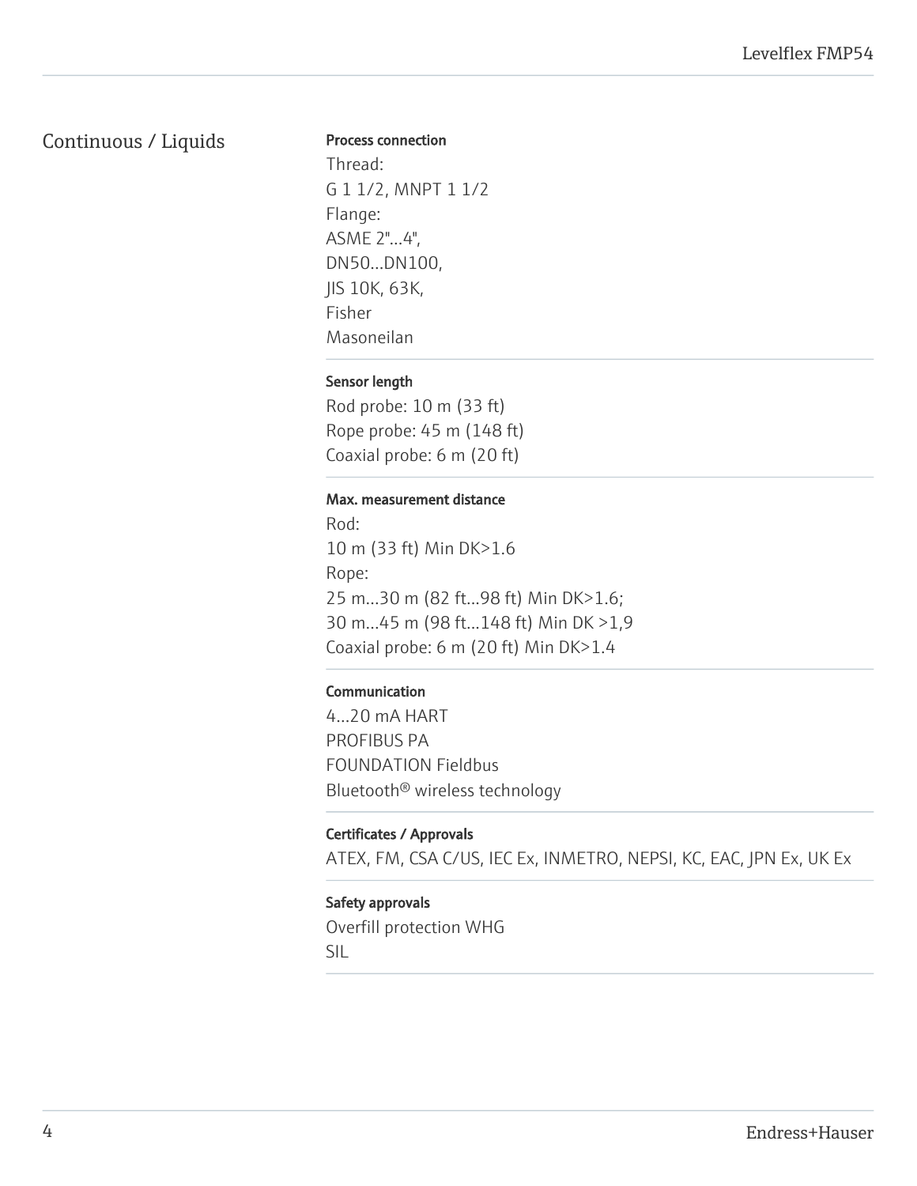## Continuous / Liquids

**Process connection**

Thread:
G 1 1/2, MNPT 1 1/2
Flange:
ASME 2"...4",
DN50...DN100,
JIS 10K, 63K,
Fisher
Masoneilan

**Sensor length**

Rod probe: 10 m (33 ft)
Rope probe: 45 m (148 ft)
Coaxial probe: 6 m (20 ft)

**Max. measurement distance**

Rod:
10 m (33 ft) Min DK>1.6
Rope:
25 m...30 m (82 ft...98 ft) Min DK>1.6;
30 m...45 m (98 ft...148 ft) Min DK >1,9
Coaxial probe: 6 m (20 ft) Min DK>1.4

**Communication**

4...20 mA HART
PROFIBUS PA
FOUNDATION Fieldbus
Bluetooth® wireless technology

**Certificates / Approvals**

ATEX, FM, CSA C/US, IEC Ex, INMETRO, NEPSI, KC, EAC, JPN Ex, UK Ex

**Safety approvals**

Overfill protection WHG
SIL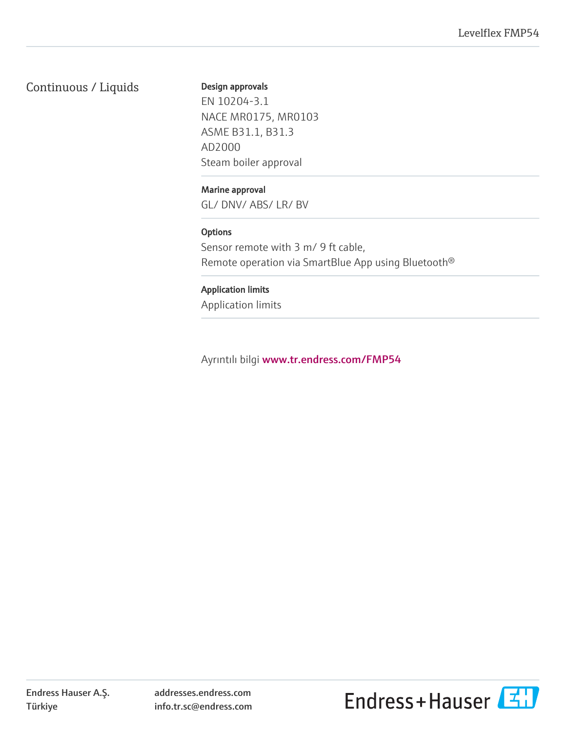Continuous / Liquids

**Design approvals**

EN 10204-3.1
NACE MR0175, MR0103
ASME B31.1, B31.3
AD2000
Steam boiler approval

**Marine approval**

GL/ DNV/ ABS/ LR/ BV

**Options**

Sensor remote with 3 m/ 9 ft cable,
Remote operation via SmartBlue App using Bluetooth®

**Application limits**

Application limits

Ayrıntılı bilgi **www.tr.endress.com/FMP54**

Endress Hauser A.Ş.
Türkiye

addresses.endress.com
info.tr.sc@endress.com